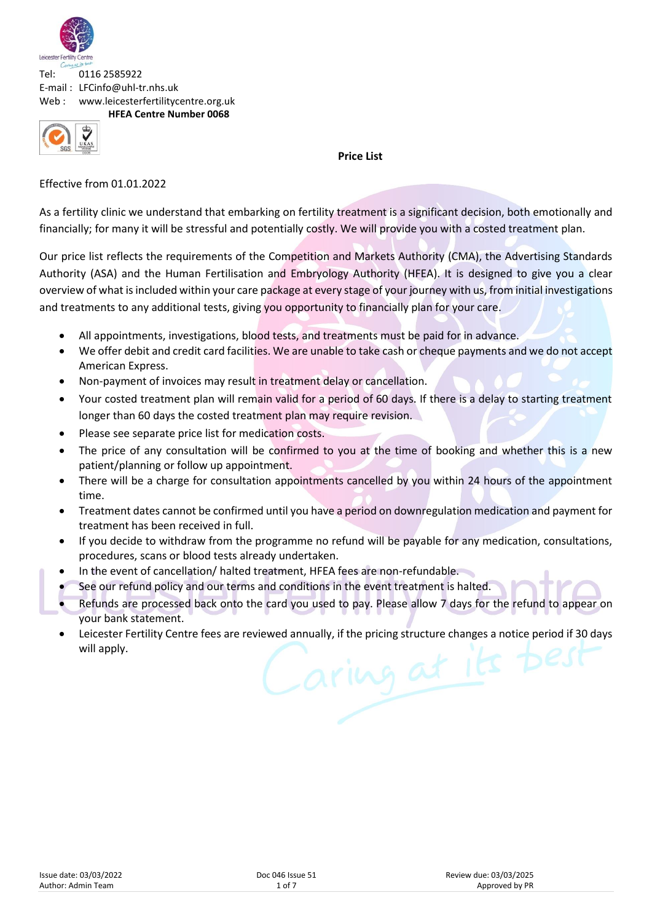Tel: 0116 2585922
E-mail : LFCinfo@uhl-tr.nhs.uk
Web : www.leicesterfertilitycentre.org.uk

**HFEA Centre Number 0068**

# Price List

Effective from 01.01.2022

As a fertility clinic we understand that embarking on fertility treatment is a significant decision, both emotionally and financially; for many it will be stressful and potentially costly. We will provide you with a costed treatment plan.

Our price list reflects the requirements of the Competition and Markets Authority (CMA), the Advertising Standards Authority (ASA) and the Human Fertilisation and Embryology Authority (HFEA). It is designed to give you a clear overview of what is included within your care package at every stage of your journey with us, from initial investigations and treatments to any additional tests, giving you opportunity to financially plan for your care.

- All appointments, investigations, blood tests, and treatments must be paid for in advance.
- We offer debit and credit card facilities. We are unable to take cash or cheque payments and we do not accept American Express.
- Non-payment of invoices may result in treatment delay or cancellation.
- Your costed treatment plan will remain valid for a period of 60 days. If there is a delay to starting treatment longer than 60 days the costed treatment plan may require revision.
- Please see separate price list for medication costs.
- The price of any consultation will be confirmed to you at the time of booking and whether this is a new patient/planning or follow up appointment.
- There will be a charge for consultation appointments cancelled by you within 24 hours of the appointment time.
- Treatment dates cannot be confirmed until you have a period on downregulation medication and payment for treatment has been received in full.
- If you decide to withdraw from the programme no refund will be payable for any medication, consultations, procedures, scans or blood tests already undertaken.
- In the event of cancellation/ halted treatment, HFEA fees are non-refundable.
- See our refund policy and our terms and conditions in the event treatment is halted.
- Refunds are processed back onto the card you used to pay. Please allow 7 days for the refund to appear on your bank statement.
- Leicester Fertility Centre fees are reviewed annually, if the pricing structure changes a notice period if 30 days will apply.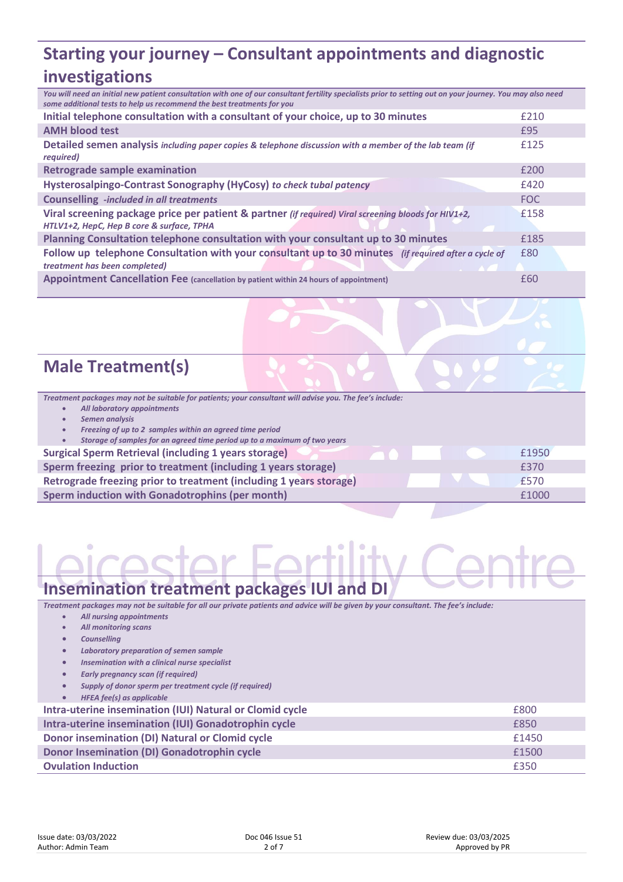## Starting your journey – Consultant appointments and diagnostic investigations

*You will need an initial new patient consultation with one of our consultant fertility specialists prior to setting out on your journey. You may also need some additional tests to help us recommend the best treatments for you*

| Item | Price |
|---|---|
| **Initial telephone consultation with a consultant of your choice, up to 30 minutes** | £210 |
| **AMH blood test** | £95 |
| **Detailed semen analysis** *including paper copies & telephone discussion with a member of the lab team (if required)* | £125 |
| **Retrograde sample examination** | £200 |
| **Hysterosalpingo-Contrast Sonography (HyCosy)** *to check tubal patency* | £420 |
| **Counselling** *-included in all treatments* | FOC |
| **Viral screening package price per patient & partner** *(if required) Viral screening bloods for HIV1+2, HTLV1+2, HepC, Hep B core & surface, TPHA* | £158 |
| **Planning Consultation telephone consultation with your consultant up to 30 minutes** | £185 |
| **Follow up telephone Consultation with your consultant up to 30 minutes** *(if required after a cycle of treatment has been completed)* | £80 |
| **Appointment Cancellation Fee** (cancellation by patient within 24 hours of appointment) | £60 |

## Male Treatment(s)

*Treatment packages may not be suitable for patients; your consultant will advise you. The fee's include:*

- *All laboratory appointments*
- *Semen analysis*
- *Freezing of up to 2 samples within an agreed time period*
- *Storage of samples for an agreed time period up to a maximum of two years*

| Treatment | Price |
|---|---|
| **Surgical Sperm Retrieval (including 1 years storage)** | £1950 |
| **Sperm freezing prior to treatment (including 1 years storage)** | £370 |
| **Retrograde freezing prior to treatment (including 1 years storage)** | £570 |
| **Sperm induction with Gonadotrophins (per month)** | £1000 |

Leicester Fertility Centre

## Insemination treatment packages IUI and DI

*Treatment packages may not be suitable for all our private patients and advice will be given by your consultant. The fee's include:*

- *All nursing appointments*
- *All monitoring scans*
- *Counselling*
- *Laboratory preparation of semen sample*
- *Insemination with a clinical nurse specialist*
- *Early pregnancy scan (if required)*
- *Supply of donor sperm per treatment cycle (if required)*
- *HFEA fee(s) as applicable*

| Treatment | Price |
|---|---|
| **Intra-uterine insemination (IUI) Natural or Clomid cycle** | £800 |
| **Intra-uterine insemination (IUI) Gonadotrophin cycle** | £850 |
| **Donor insemination (DI) Natural or Clomid cycle** | £1450 |
| **Donor Insemination (DI) Gonadotrophin cycle** | £1500 |
| **Ovulation Induction** | £350 |

Issue date: 03/03/2022
Author: Admin Team

Doc 046 Issue 51

Review due: 03/03/2025
Approved by PR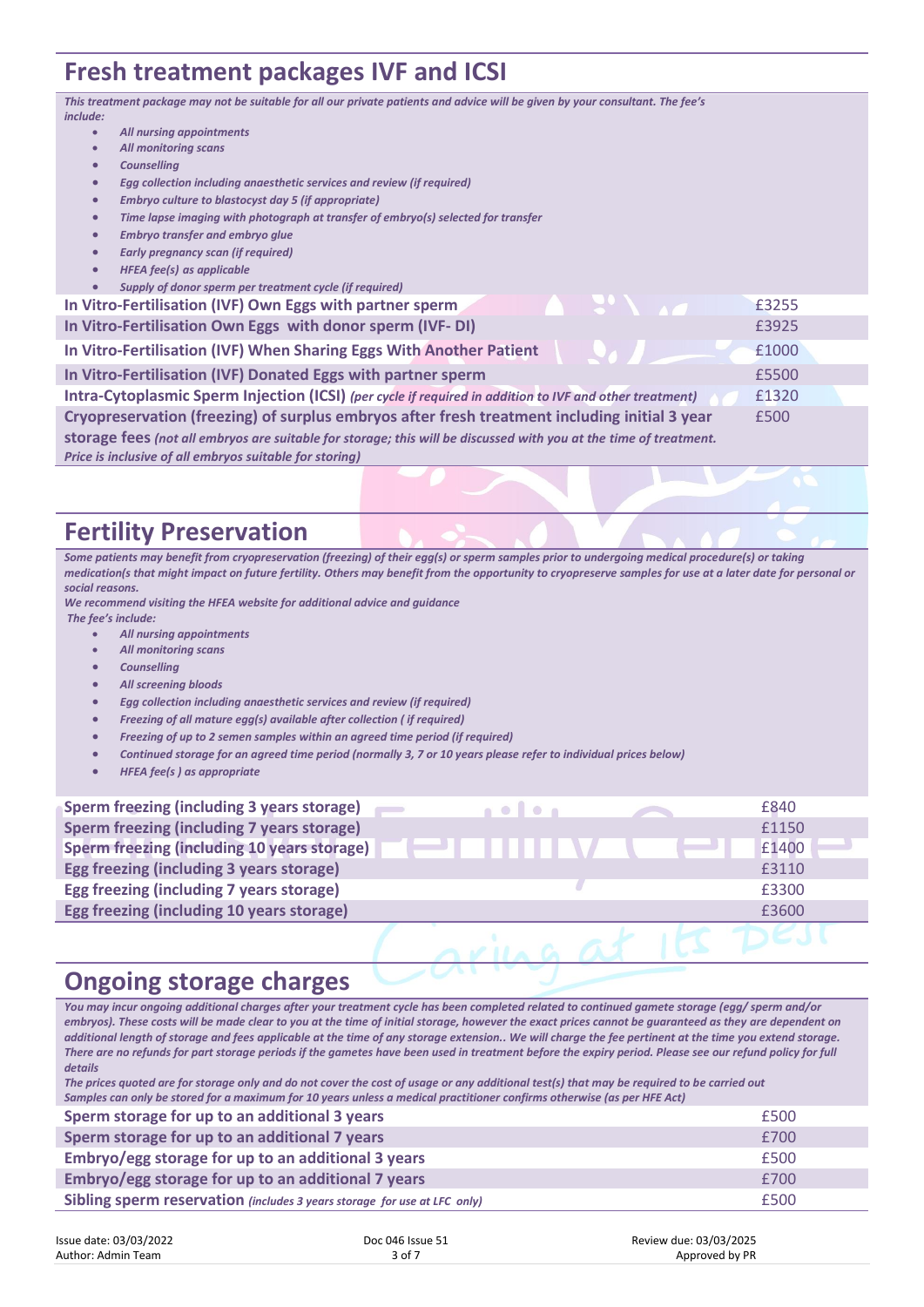## Fresh treatment packages IVF and ICSI

*This treatment package may not be suitable for all our private patients and advice will be given by your consultant. The fee's include:*

- *All nursing appointments*
- *All monitoring scans*
- *Counselling*
- *Egg collection including anaesthetic services and review (if required)*
- *Embryo culture to blastocyst day 5 (if appropriate)*
- *Time lapse imaging with photograph at transfer of embryo(s) selected for transfer*
- *Embryo transfer and embryo glue*
- *Early pregnancy scan (if required)*
- *HFEA fee(s) as applicable*
- *Supply of donor sperm per treatment cycle (if required)*

| | |
|---|---|
| **In Vitro-Fertilisation (IVF) Own Eggs with partner sperm** | £3255 |
| **In Vitro-Fertilisation Own Eggs with donor sperm (IVF- DI)** | £3925 |
| **In Vitro-Fertilisation (IVF) When Sharing Eggs With Another Patient** | £1000 |
| **In Vitro-Fertilisation (IVF) Donated Eggs with partner sperm** | £5500 |
| **Intra-Cytoplasmic Sperm Injection (ICSI)** *(per cycle if required in addition to IVF and other treatment)* | £1320 |
| **Cryopreservation (freezing) of surplus embryos after fresh treatment including initial 3 year storage fees** *(not all embryos are suitable for storage; this will be discussed with you at the time of treatment. Price is inclusive of all embryos suitable for storing)* | £500 |

## Fertility Preservation

*Some patients may benefit from cryopreservation (freezing) of their egg(s) or sperm samples prior to undergoing medical procedure(s) or taking medication(s that might impact on future fertility. Others may benefit from the opportunity to cryopreserve samples for use at a later date for personal or social reasons.*

*We recommend visiting the HFEA website for additional advice and guidance*

*The fee's include:*

- *All nursing appointments*
- *All monitoring scans*
- *Counselling*
- *All screening bloods*
- *Egg collection including anaesthetic services and review (if required)*
- *Freezing of all mature egg(s) available after collection ( if required)*
- *Freezing of up to 2 semen samples within an agreed time period (if required)*
- *Continued storage for an agreed time period (normally 3, 7 or 10 years please refer to individual prices below)*
- *HFEA fee(s ) as appropriate*

| | |
|---|---|
| **Sperm freezing (including 3 years storage)** | £840 |
| **Sperm freezing (including 7 years storage)** | £1150 |
| **Sperm freezing (including 10 years storage)** | £1400 |
| **Egg freezing (including 3 years storage)** | £3110 |
| **Egg freezing (including 7 years storage)** | £3300 |
| **Egg freezing (including 10 years storage)** | £3600 |

## Ongoing storage charges

*You may incur ongoing additional charges after your treatment cycle has been completed related to continued gamete storage (egg/ sperm and/or embryos). These costs will be made clear to you at the time of initial storage, however the exact prices cannot be guaranteed as they are dependent on additional length of storage and fees applicable at the time of any storage extension.. We will charge the fee pertinent at the time you extend storage. There are no refunds for part storage periods if the gametes have been used in treatment before the expiry period. Please see our refund policy for full details*

*The prices quoted are for storage only and do not cover the cost of usage or any additional test(s) that may be required to be carried out*

*Samples can only be stored for a maximum for 10 years unless a medical practitioner confirms otherwise (as per HFE Act)*

| | |
|---|---|
| **Sperm storage for up to an additional 3 years** | £500 |
| **Sperm storage for up to an additional 7 years** | £700 |
| **Embryo/egg storage for up to an additional 3 years** | £500 |
| **Embryo/egg storage for up to an additional 7 years** | £700 |
| **Sibling sperm reservation** *(includes 3 years storage for use at LFC only)* | £500 |

Issue date: 03/03/2022 | Doc 046 Issue 51 | Review due: 03/03/2025
Author: Admin Team | Approved by PR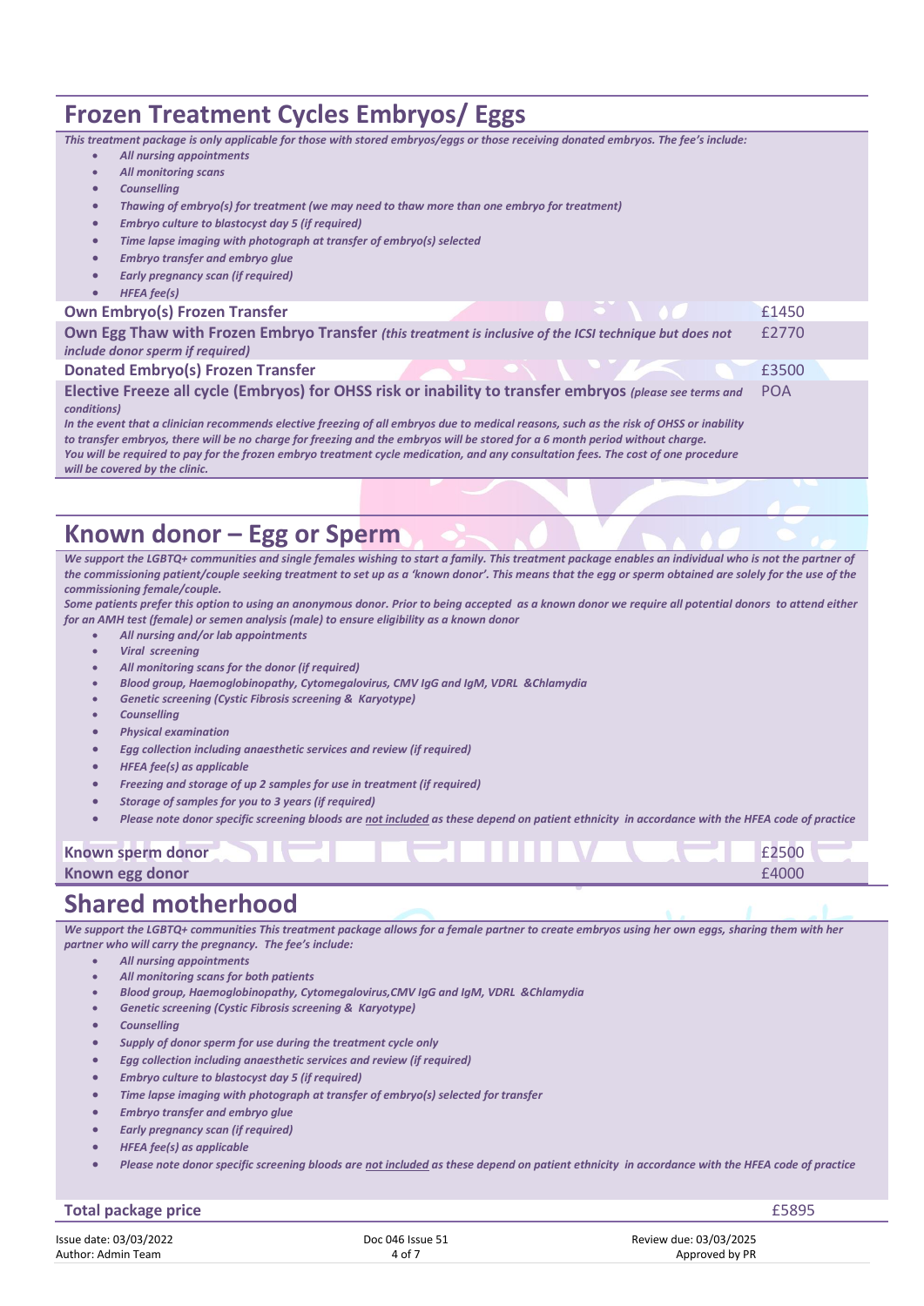## Frozen Treatment Cycles Embryos/ Eggs

*This treatment package is only applicable for those with stored embryos/eggs or those receiving donated embryos. The fee's include:*

- *All nursing appointments*
- *All monitoring scans*
- *Counselling*
- *Thawing of embryo(s) for treatment (we may need to thaw more than one embryo for treatment)*
- *Embryo culture to blastocyst day 5 (if required)*
- *Time lapse imaging with photograph at transfer of embryo(s) selected*
- *Embryo transfer and embryo glue*
- *Early pregnancy scan (if required)*
- *HFEA fee(s)*

| Treatment | Price |
|---|---|
| **Own Embryo(s) Frozen Transfer** | £1450 |
| **Own Egg Thaw with Frozen Embryo Transfer** *(this treatment is inclusive of the ICSI technique but does not include donor sperm if required)* | £2770 |
| **Donated Embryo(s) Frozen Transfer** | £3500 |
| **Elective Freeze all cycle (Embryos) for OHSS risk or inability to transfer embryos** *(please see terms and conditions)* | POA |

*In the event that a clinician recommends elective freezing of all embryos due to medical reasons, such as the risk of OHSS or inability to transfer embryos, there will be no charge for freezing and the embryos will be stored for a 6 month period without charge.*
*You will be required to pay for the frozen embryo treatment cycle medication, and any consultation fees. The cost of one procedure will be covered by the clinic.*

## Known donor – Egg or Sperm

*We support the LGBTQ+ communities and single females wishing to start a family. This treatment package enables an individual who is not the partner of the commissioning patient/couple seeking treatment to set up as a 'known donor'. This means that the egg or sperm obtained are solely for the use of the commissioning female/couple.*
*Some patients prefer this option to using an anonymous donor. Prior to being accepted as a known donor we require all potential donors to attend either for an AMH test (female) or semen analysis (male) to ensure eligibility as a known donor*

- *All nursing and/or lab appointments*
- *Viral screening*
- *All monitoring scans for the donor (if required)*
- *Blood group, Haemoglobinopathy, Cytomegalovirus, CMV IgG and IgM, VDRL &Chlamydia*
- *Genetic screening (Cystic Fibrosis screening & Karyotype)*
- *Counselling*
- *Physical examination*
- *Egg collection including anaesthetic services and review (if required)*
- *HFEA fee(s) as applicable*
- *Freezing and storage of up 2 samples for use in treatment (if required)*
- *Storage of samples for you to 3 years (if required)*
- *Please note donor specific screening bloods are not included as these depend on patient ethnicity in accordance with the HFEA code of practice*

| Treatment | Price |
|---|---|
| **Known sperm donor** | £2500 |
| **Known egg donor** | £4000 |

## Shared motherhood

*We support the LGBTQ+ communities This treatment package allows for a female partner to create embryos using her own eggs, sharing them with her partner who will carry the pregnancy. The fee's include:*

- *All nursing appointments*
- *All monitoring scans for both patients*
- *Blood group, Haemoglobinopathy, Cytomegalovirus,CMV IgG and IgM, VDRL &Chlamydia*
- *Genetic screening (Cystic Fibrosis screening & Karyotype)*
- *Counselling*
- *Supply of donor sperm for use during the treatment cycle only*
- *Egg collection including anaesthetic services and review (if required)*
- *Embryo culture to blastocyst day 5 (if required)*
- *Time lapse imaging with photograph at transfer of embryo(s) selected for transfer*
- *Embryo transfer and embryo glue*
- *Early pregnancy scan (if required)*
- *HFEA fee(s) as applicable*
- *Please note donor specific screening bloods are not included as these depend on patient ethnicity in accordance with the HFEA code of practice*

| Treatment | Price |
|---|---|
| **Total package price** | £5895 |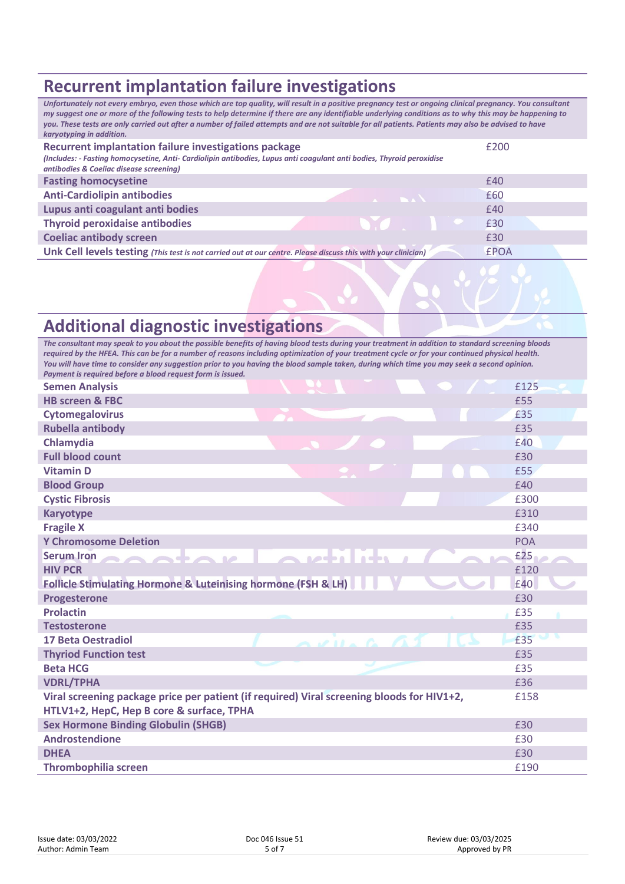## Recurrent implantation failure investigations

*Unfortunately not every embryo, even those which are top quality, will result in a positive pregnancy test or ongoing clinical pregnancy. You consultant my suggest one or more of the following tests to help determine if there are any identifiable underlying conditions as to why this may be happening to you. These tests are only carried out after a number of failed attempts and are not suitable for all patients. Patients may also be advised to have karyotyping in addition.*

| Test | Price |
|---|---|
| **Recurrent implantation failure investigations package** *(Includes: - Fasting homocysetine, Anti- Cardiolipin antibodies, Lupus anti coagulant anti bodies, Thyroid peroxidise antibodies & Coeliac disease screening)* | £200 |
| **Fasting homocysetine** | £40 |
| **Anti-Cardiolipin antibodies** | £60 |
| **Lupus anti coagulant anti bodies** | £40 |
| **Thyroid peroxidaise antibodies** | £30 |
| **Coeliac antibody screen** | £30 |
| **Unk Cell levels testing** *(This test is not carried out at our centre. Please discuss this with your clinician)* | £POA |

## Additional diagnostic investigations

*The consultant may speak to you about the possible benefits of having blood tests during your treatment in addition to standard screening bloods required by the HFEA. This can be for a number of reasons including optimization of your treatment cycle or for your continued physical health. You will have time to consider any suggestion prior to you having the blood sample taken, during which time you may seek a second opinion. Payment is required before a blood request form is issued.*

| Test | Price |
|---|---|
| **Semen Analysis** | £125 |
| **HB screen & FBC** | £55 |
| **Cytomegalovirus** | £35 |
| **Rubella antibody** | £35 |
| **Chlamydia** | £40 |
| **Full blood count** | £30 |
| **Vitamin D** | £55 |
| **Blood Group** | £40 |
| **Cystic Fibrosis** | £300 |
| **Karyotype** | £310 |
| **Fragile X** | £340 |
| **Y Chromosome Deletion** | POA |
| **Serum Iron** | £25 |
| **HIV PCR** | £120 |
| **Follicle Stimulating Hormone & Luteinising hormone (FSH & LH)** | £40 |
| **Progesterone** | £30 |
| **Prolactin** | £35 |
| **Testosterone** | £35 |
| **17 Beta Oestradiol** | £35 |
| **Thyriod Function test** | £35 |
| **Beta HCG** | £35 |
| **VDRL/TPHA** | £36 |
| **Viral screening package price per patient (if required) Viral screening bloods for HIV1+2, HTLV1+2, HepC, Hep B core & surface, TPHA** | £158 |
| **Sex Hormone Binding Globulin (SHGB)** | £30 |
| **Androstendione** | £30 |
| **DHEA** | £30 |
| **Thrombophilia screen** | £190 |

Issue date: 03/03/2022 | Doc 046 Issue 51 | Review due: 03/03/2025
Author: Admin Team | Approved by PR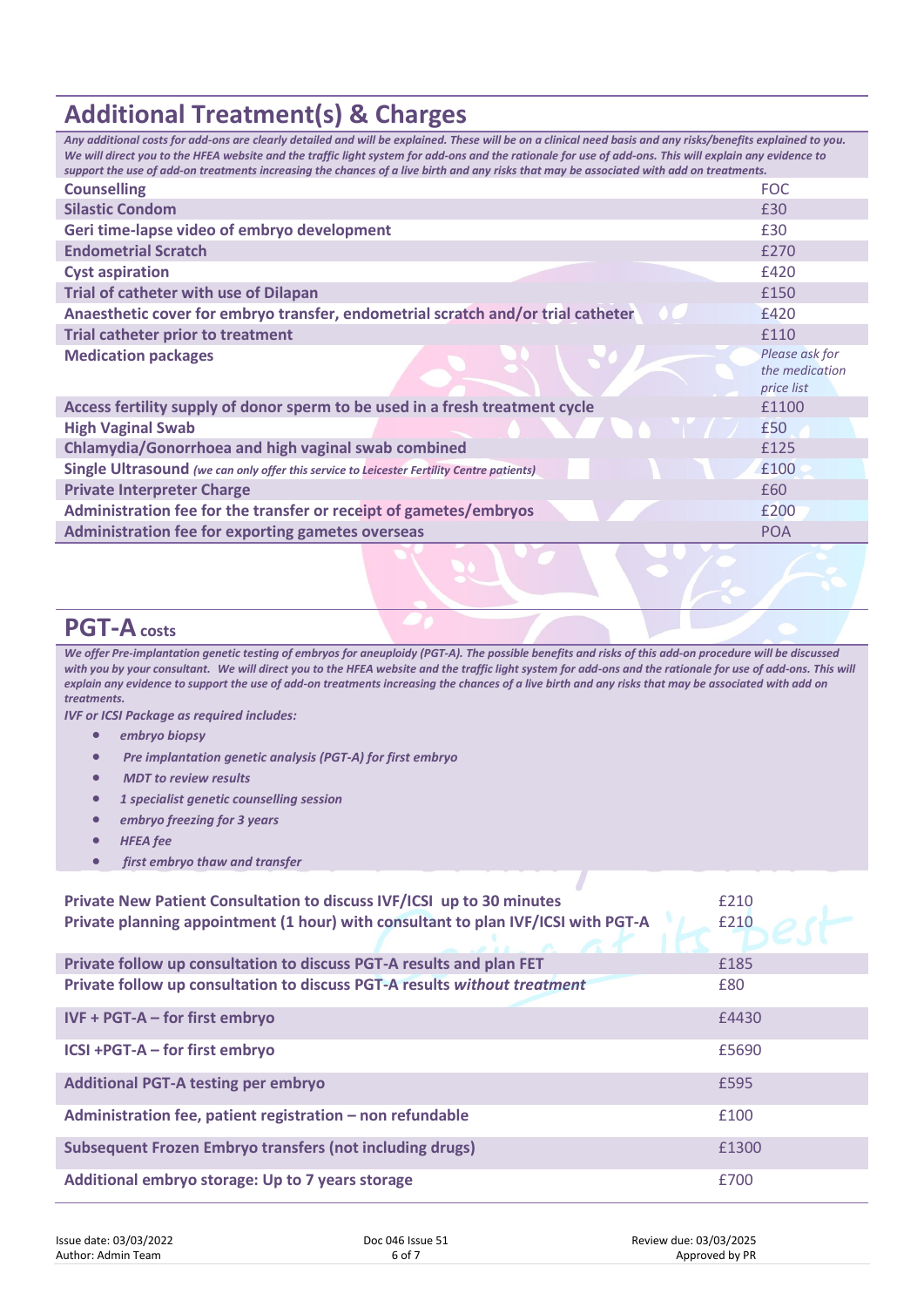# Additional Treatment(s) & Charges

*Any additional costs for add-ons are clearly detailed and will be explained. These will be on a clinical need basis and any risks/benefits explained to you. We will direct you to the HFEA website and the traffic light system for add-ons and the rationale for use of add-ons. This will explain any evidence to support the use of add-on treatments increasing the chances of a live birth and any risks that may be associated with add on treatments.*

| | |
|---|---|
| **Counselling** | FOC |
| **Silastic Condom** | £30 |
| **Geri time-lapse video of embryo development** | £30 |
| **Endometrial Scratch** | £270 |
| **Cyst aspiration** | £420 |
| **Trial of catheter with use of Dilapan** | £150 |
| **Anaesthetic cover for embryo transfer, endometrial scratch and/or trial catheter** | £420 |
| **Trial catheter prior to treatment** | £110 |
| **Medication packages** | *Please ask for the medication price list* |
| **Access fertility supply of donor sperm to be used in a fresh treatment cycle** | £1100 |
| **High Vaginal Swab** | £50 |
| **Chlamydia/Gonorrhoea and high vaginal swab combined** | £125 |
| **Single Ultrasound** *(we can only offer this service to Leicester Fertility Centre patients)* | £100 |
| **Private Interpreter Charge** | £60 |
| **Administration fee for the transfer or receipt of gametes/embryos** | £200 |
| **Administration fee for exporting gametes overseas** | POA |

## PGT-A costs

*We offer Pre-implantation genetic testing of embryos for aneuploidy (PGT-A). The possible benefits and risks of this add-on procedure will be discussed with you by your consultant. We will direct you to the HFEA website and the traffic light system for add-ons and the rationale for use of add-ons. This will explain any evidence to support the use of add-on treatments increasing the chances of a live birth and any risks that may be associated with add on treatments.*

*IVF or ICSI Package as required includes:*

- *embryo biopsy*
- *Pre implantation genetic analysis (PGT-A) for first embryo*
- *MDT to review results*
- *1 specialist genetic counselling session*
- *embryo freezing for 3 years*
- *HFEA fee*
- *first embryo thaw and transfer*

| | |
|---|---|
| **Private New Patient Consultation to discuss IVF/ICSI up to 30 minutes** | £210 |
| **Private planning appointment (1 hour) with consultant to plan IVF/ICSI with PGT-A** | £210 |
| **Private follow up consultation to discuss PGT-A results and plan FET** | £185 |
| **Private follow up consultation to discuss PGT-A results *without treatment*** | £80 |
| **IVF + PGT-A – for first embryo** | £4430 |
| **ICSI +PGT-A – for first embryo** | £5690 |
| **Additional PGT-A testing per embryo** | £595 |
| **Administration fee, patient registration – non refundable** | £100 |
| **Subsequent Frozen Embryo transfers (not including drugs)** | £1300 |
| **Additional embryo storage: Up to 7 years storage** | £700 |

Issue date: 03/03/2022 | Doc 046 Issue 51 | Review due: 03/03/2025
Author: Admin Team | Approved by PR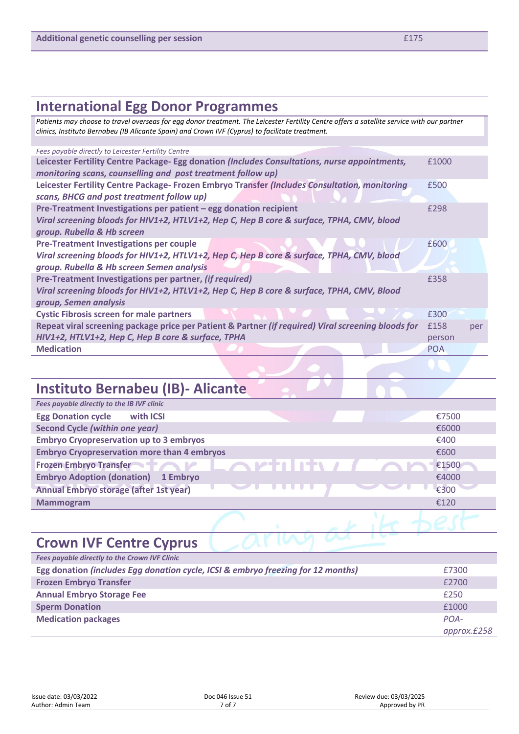| | |
|---|---|
| **Additional genetic counselling per session** | £175 |

## International Egg Donor Programmes

*Patients may choose to travel overseas for egg donor treatment. The Leicester Fertility Centre offers a satellite service with our partner clinics, Instituto Bernabeu (IB Alicante Spain) and Crown IVF (Cyprus) to facilitate treatment.*

| *Fees payable directly to Leicester Fertility Centre* | |
|---|---|
| **Leicester Fertility Centre Package- Egg donation *(Includes Consultations, nurse appointments, monitoring scans, counselling and post treatment follow up)*** | £1000 |
| **Leicester Fertility Centre Package- Frozen Embryo Transfer *(Includes Consultation, monitoring scans, BHCG and post treatment follow up)*** | £500 |
| **Pre-Treatment Investigations per patient – egg donation recipient** ***Viral screening bloods for HIV1+2, HTLV1+2, Hep C, Hep B core & surface, TPHA, CMV, blood group. Rubella & Hb screen*** | £298 |
| **Pre-Treatment Investigations per couple** ***Viral screening bloods for HIV1+2, HTLV1+2, Hep C, Hep B core & surface, TPHA, CMV, blood group. Rubella & Hb screen Semen analysis*** | £600 |
| **Pre-Treatment Investigations per partner, *(if required)*** ***Viral screening bloods for HIV1+2, HTLV1+2, Hep C, Hep B core & surface, TPHA, CMV, Blood group, Semen analysis*** | £358 |
| **Cystic Fibrosis screen for male partners** | £300 |
| **Repeat viral screening package price per Patient & Partner *(if required)* Viral screening bloods for HIV1+2, HTLV1+2, Hep C, Hep B core & surface, TPHA** | £158 per person |
| **Medication** | POA |

## Instituto Bernabeu (IB)- Alicante

| *Fees payable directly to the IB IVF clinic* | |
|---|---|
| **Egg Donation cycle with ICSI** | €7500 |
| **Second Cycle *(within one year)*** | €6000 |
| **Embryo Cryopreservation up to 3 embryos** | €400 |
| **Embryo Cryopreservation more than 4 embryos** | €600 |
| **Frozen Embryo Transfer** | €1500 |
| **Embryo Adoption (donation) 1 Embryo** | €4000 |
| **Annual Embryo storage (after 1st year)** | €300 |
| **Mammogram** | €120 |

## Crown IVF Centre Cyprus

| *Fees payable directly to the Crown IVF Clinic* | |
|---|---|
| **Egg donation *(includes Egg donation cycle, ICSI & embryo freezing for 12 months)*** | £7300 |
| **Frozen Embryo Transfer** | £2700 |
| **Annual Embryo Storage Fee** | £250 |
| **Sperm Donation** | £1000 |
| **Medication packages** | *POA- approx.£258* |

Issue date: 03/03/2022
Author: Admin Team

Doc 046 Issue 51

Review due: 03/03/2025
Approved by PR